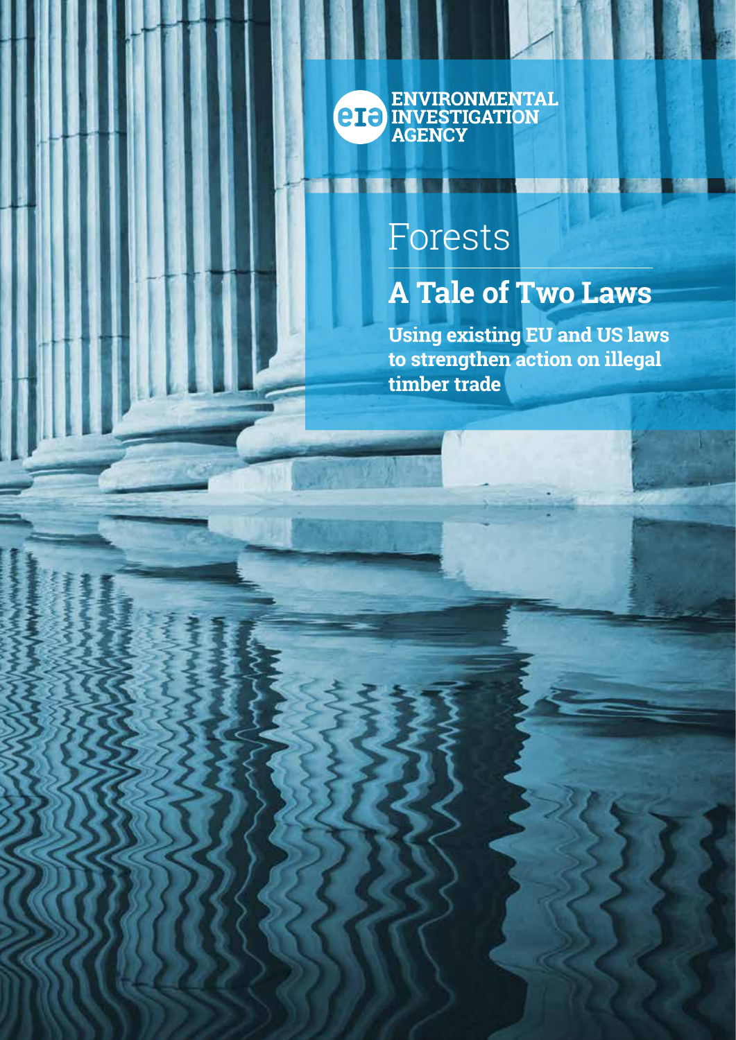ENVIRONMENTAL INVESTIGATION AGENCY

Forests

# A Tale of Two Laws

**Using existing EU and US laws to strengthen action on illegal timber trade**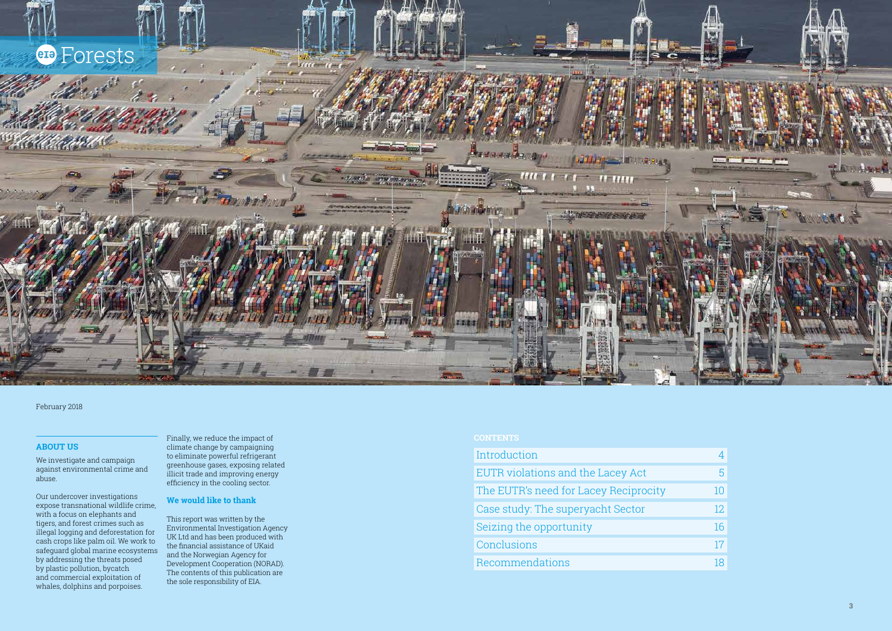# Forests

February 2018

## ABOUT US

We investigate and campaign against environmental crime and abuse.

Our undercover investigations expose transnational wildlife crime, with a focus on elephants and tigers, and forest crimes such as illegal logging and deforestation for cash crops like palm oil. We work to safeguard global marine ecosystems by addressing the threats posed by plastic pollution, bycatch and commercial exploitation of whales, dolphins and porpoises.

Finally, we reduce the impact of climate change by campaigning to eliminate powerful refrigerant greenhouse gases, exposing related illicit trade and improving energy efficiency in the cooling sector.

### We would like to thank

This report was written by the Environmental Investigation Agency UK Ltd and has been produced with the financial assistance of UKaid and the Norwegian Agency for Development Cooperation (NORAD). The contents of this publication are the sole responsibility of EIA.

## CONTENTS

| | |
|---|---|
| Introduction | 4 |
| EUTR violations and the Lacey Act | 5 |
| The EUTR's need for Lacey Reciprocity | 10 |
| Case study: The superyacht Sector | 12 |
| Seizing the opportunity | 16 |
| Conclusions | 17 |
| Recommendations | 18 |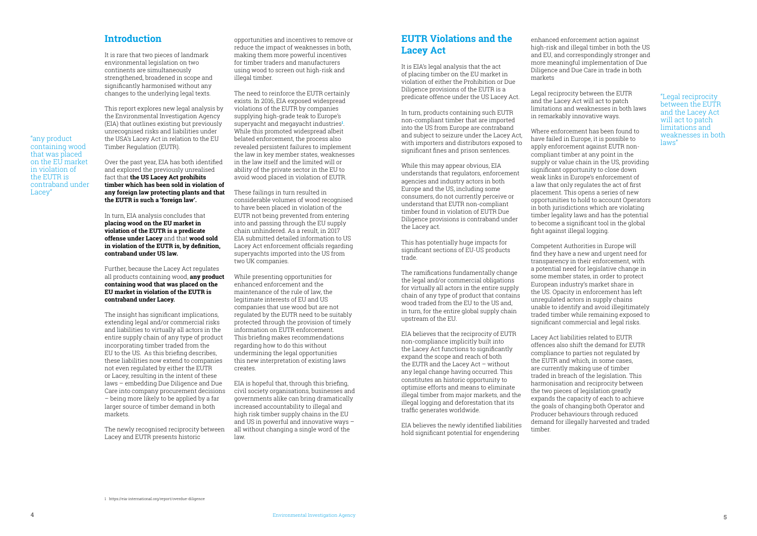## Introduction

It is rare that two pieces of landmark environmental legislation on two continents are simultaneously strengthened, broadened in scope and significantly harmonised without any changes to the underlying legal texts.

This report explores new legal analysis by the Environmental Investigation Agency (EIA) that outlines existing but previously unrecognised risks and liabilities under the USA's Lacey Act in relation to the EU Timber Regulation (EUTR).

"any product containing wood that was placed on the EU market in violation of the EUTR is contraband under Lacey"

Over the past year, EIA has both identified and explored the previously unrealised fact that **the US Lacey Act prohibits timber which has been sold in violation of any foreign law protecting plants and that the EUTR is such a 'foreign law'.**

In turn, EIA analysis concludes that **placing wood on the EU market in violation of the EUTR is a predicate offense under Lacey** and that **wood sold in violation of the EUTR is, by definition, contraband under US law.**

Further, because the Lacey Act regulates all products containing wood, **any product containing wood that was placed on the EU market in violation of the EUTR is contraband under Lacey.**

The insight has significant implications, extending legal and/or commercial risks and liabilities to virtually all actors in the entire supply chain of any type of product incorporating timber traded from the EU to the US. As this briefing describes, these liabilities now extend to companies not even regulated by either the EUTR or Lacey, resulting in the intent of these laws – embedding Due Diligence and Due Care into company procurement decisions – being more likely to be applied by a far larger source of timber demand in both markets.

The newly recognised reciprocity between Lacey and EUTR presents historic opportunities and incentives to remove or reduce the impact of weaknesses in both, making them more powerful incentives for timber traders and manufacturers using wood to screen out high-risk and illegal timber.

The need to reinforce the EUTR certainly exists. In 2016, EIA exposed widespread violations of the EUTR by companies supplying high-grade teak to Europe's superyacht and megayacht industries[1]. While this promoted widespread albeit belated enforcement, the process also revealed persistent failures to implement the law in key member states, weaknesses in the law itself and the limited will or ability of the private sector in the EU to avoid wood placed in violation of EUTR.

These failings in turn resulted in considerable volumes of wood recognised to have been placed in violation of the EUTR not being prevented from entering into and passing through the EU supply chain unhindered. As a result, in 2017 EIA submitted detailed information to US Lacey Act enforcement officials regarding superyachts imported into the US from two UK companies.

While presenting opportunities for enhanced enforcement and the maintenance of the rule of law, the legitimate interests of EU and US companies that use wood but are not regulated by the EUTR need to be suitably protected through the provision of timely information on EUTR enforcement. This briefing makes recommendations regarding how to do this without undermining the legal opportunities this new interpretation of existing laws creates.

EIA is hopeful that, through this briefing, civil society organisations, businesses and governments alike can bring dramatically increased accountability to illegal and high risk timber supply chains in the EU and US in powerful and innovative ways – all without changing a single word of the law.

1 https://eia-international.org/report/overdue-diligence

## EUTR Violations and the Lacey Act

It is EIA's legal analysis that the act of placing timber on the EU market in violation of either the Prohibition or Due Diligence provisions of the EUTR is a predicate offence under the US Lacey Act.

In turn, products containing such EUTR non-compliant timber that are imported into the US from Europe are contraband and subject to seizure under the Lacey Act, with importers and distributors exposed to significant fines and prison sentences.

While this may appear obvious, EIA understands that regulators, enforcement agencies and industry actors in both Europe and the US, including some consumers, do not currently perceive or understand that EUTR non-compliant timber found in violation of EUTR Due Diligence provisions is contraband under the Lacey act.

This has potentially huge impacts for significant sections of EU-US products trade.

The ramifications fundamentally change the legal and/or commercial obligations for virtually all actors in the entire supply chain of any type of product that contains wood traded from the EU to the US and, in turn, for the entire global supply chain upstream of the EU.

EIA believes that the reciprocity of EUTR non-compliance implicitly built into the Lacey Act functions to significantly expand the scope and reach of both the EUTR and the Lacey Act – without any legal change having occurred. This constitutes an historic opportunity to optimise efforts and means to eliminate illegal timber from major markets, and the illegal logging and deforestation that its traffic generates worldwide.

EIA believes the newly identified liabilities hold significant potential for engendering enhanced enforcement action against high-risk and illegal timber in both the US and EU, and correspondingly stronger and more meaningful implementation of Due Diligence and Due Care in trade in both markets

Legal reciprocity between the EUTR and the Lacey Act will act to patch limitations and weaknesses in both laws in remarkably innovative ways.

"Legal reciprocity between the EUTR and the Lacey Act will act to patch limitations and weaknesses in both laws"

Where enforcement has been found to have failed in Europe, it is possible to apply enforcement against EUTR non-compliant timber at any point in the supply or value chain in the US, providing significant opportunity to close down weak links in Europe's enforcement of a law that only regulates the act of first placement. This opens a series of new opportunities to hold to account Operators in both jurisdictions which are violating timber legality laws and has the potential to become a significant tool in the global fight against illegal logging.

Competent Authorities in Europe will find they have a new and urgent need for transparency in their enforcement, with a potential need for legislative change in some member states, in order to protect European industry's market share in the US. Opacity in enforcement has left unregulated actors in supply chains unable to identify and avoid illegitimately traded timber while remaining exposed to significant commercial and legal risks.

Lacey Act liabilities related to EUTR compliance to parties not regulated by the EUTR and which, in some cases, are currently making use of timber traded in breach of the legislation. This harmonisation and reciprocity between the two pieces of legislation greatly expands the capacity of each to achieve the goals of changing both Operator and Producer behaviours through reduced demand for illegally harvested and traded timber.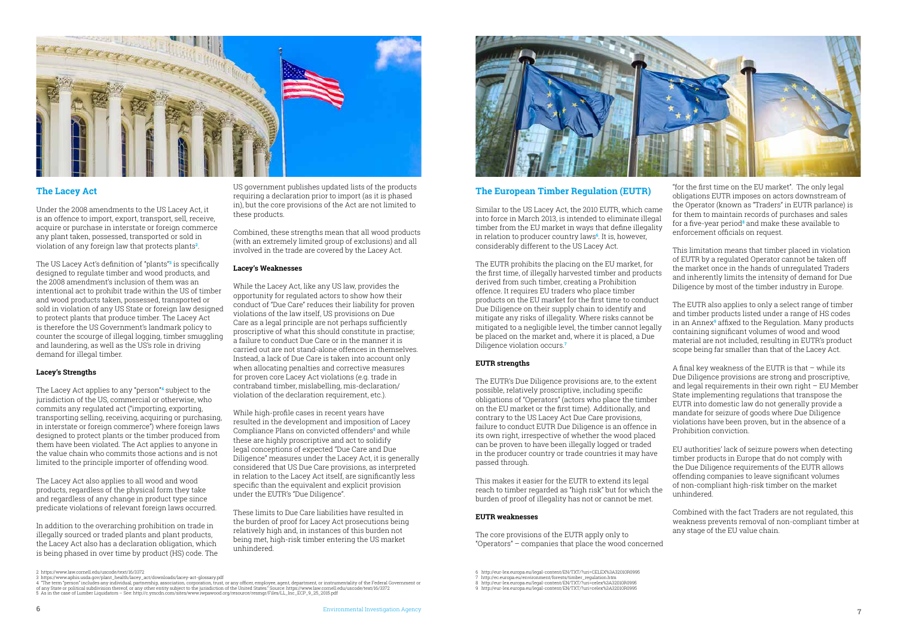## The Lacey Act

Under the 2008 amendments to the US Lacey Act, it is an offence to import, export, transport, sell, receive, acquire or purchase in interstate or foreign commerce any plant taken, possessed, transported or sold in violation of any foreign law that protects plants[2].

The US Lacey Act's definition of "plants"[3] is specifically designed to regulate timber and wood products, and the 2008 amendment's inclusion of them was an intentional act to prohibit trade within the US of timber and wood products taken, possessed, transported or sold in violation of any US State or foreign law designed to protect plants that produce timber. The Lacey Act is therefore the US Government's landmark policy to counter the scourge of illegal logging, timber smuggling and laundering, as well as the US's role in driving demand for illegal timber.

### Lacey's Strengths

The Lacey Act applies to any "person"[4] subject to the jurisdiction of the US, commercial or otherwise, who commits any regulated act ("importing, exporting, transporting selling, receiving, acquiring or purchasing, in interstate or foreign commerce") where foreign laws designed to protect plants or the timber produced from them have been violated. The Act applies to anyone in the value chain who commits those actions and is not limited to the principle importer of offending wood.

The Lacey Act also applies to all wood and wood products, regardless of the physical form they take and regardless of any change in product type since predicate violations of relevant foreign laws occurred.

In addition to the overarching prohibition on trade in illegally sourced or traded plants and plant products, the Lacey Act also has a declaration obligation, which is being phased in over time by product (HS) code. The US government publishes updated lists of the products requiring a declaration prior to import (as it is phased in), but the core provisions of the Act are not limited to these products.

Combined, these strengths mean that all wood products (with an extremely limited group of exclusions) and all involved in the trade are covered by the Lacey Act.

### Lacey's Weaknesses

While the Lacey Act, like any US law, provides the opportunity for regulated actors to show how their conduct of "Due Care" reduces their liability for proven violations of the law itself, US provisions on Due Care as a legal principle are not perhaps sufficiently proscriptive of what this should constitute in practise; a failure to conduct Due Care or in the manner it is carried out are not stand-alone offences in themselves. Instead, a lack of Due Care is taken into account only when allocating penalties and corrective measures for proven core Lacey Act violations (e.g. trade in contraband timber, mislabelling, mis-declaration/violation of the declaration requirement, etc.).

While high-profile cases in recent years have resulted in the development and imposition of Lacey Compliance Plans on convicted offenders[5] and while these are highly proscriptive and act to solidify legal conceptions of expected "Due Care and Due Diligence" measures under the Lacey Act, it is generally considered that US Due Care provisions, as interpreted in relation to the Lacey Act itself, are significantly less specific than the equivalent and explicit provision under the EUTR's "Due Diligence".

These limits to Due Care liabilities have resulted in the burden of proof for Lacey Act prosecutions being relatively high and, in instances of this burden not being met, high-risk timber entering the US market unhindered.

2 https://www.law.cornell.edu/uscode/text/16/3372
3 https://www.aphis.usda.gov/plant_health/lacey_act/downloads/lacey-act-glossary.pdf
4 "The term "person" includes any individual, partnership, association, corporation, trust, or any officer, employee, agent, department, or instrumentality of the Federal Government or of any State or political subdivision thereof, or any other entity subject to the jurisdiction of the United States." Source: https://www.law.cornell.edu/uscode/text/16/3372
5 As in the case of Lumber Liquidators – See: http://c.ymcdn.com/sites/www.iwpawood.org/resource/resmgr/Files/LL_Inc_ECP_9_25_2015.pdf

## The European Timber Regulation (EUTR)

Similar to the US Lacey Act, the 2010 EUTR, which came into force in March 2013, is intended to eliminate illegal timber from the EU market in ways that define illegality in relation to producer country laws[6]. It is, however, considerably different to the US Lacey Act.

The EUTR prohibits the placing on the EU market, for the first time, of illegally harvested timber and products derived from such timber, creating a Prohibition offence. It requires EU traders who place timber products on the EU market for the first time to conduct Due Diligence on their supply chain to identify and mitigate any risks of illegality. Where risks cannot be mitigated to a negligible level, the timber cannot legally be placed on the market and, where it is placed, a Due Diligence violation occurs.[7]

### EUTR strengths

The EUTR's Due Diligence provisions are, to the extent possible, relatively proscriptive, including specific obligations of "Operators" (actors who place the timber on the EU market or the first time). Additionally, and contrary to the US Lacey Act Due Care provisions, failure to conduct EUTR Due Diligence is an offence in its own right, irrespective of whether the wood placed can be proven to have been illegally logged or traded in the producer country or trade countries it may have passed through.

This makes it easier for the EUTR to extend its legal reach to timber regarded as "high risk" but for which the burden of proof of illegality has not or cannot be met.

### EUTR weaknesses

The core provisions of the EUTR apply only to "Operators" – companies that place the wood concerned "for the first time on the EU market". The only legal obligations EUTR imposes on actors downstream of the Operator (known as "Traders" in EUTR parlance) is for them to maintain records of purchases and sales for a five-year period[8] and make these available to enforcement officials on request.

This limitation means that timber placed in violation of EUTR by a regulated Operator cannot be taken off the market once in the hands of unregulated Traders and inherently limits the intensity of demand for Due Diligence by most of the timber industry in Europe.

The EUTR also applies to only a select range of timber and timber products listed under a range of HS codes in an Annex[9] affixed to the Regulation. Many products containing significant volumes of wood and wood material are not included, resulting in EUTR's product scope being far smaller than that of the Lacey Act.

A final key weakness of the EUTR is that – while its Due Diligence provisions are strong and proscriptive, and legal requirements in their own right – EU Member State implementing regulations that transpose the EUTR into domestic law do not generally provide a mandate for seizure of goods where Due Diligence violations have been proven, but in the absence of a Prohibition conviction.

EU authorities' lack of seizure powers when detecting timber products in Europe that do not comply with the Due Diligence requirements of the EUTR allows offending companies to leave significant volumes of non-compliant high-risk timber on the market unhindered.

Combined with the fact Traders are not regulated, this weakness prevents removal of non-compliant timber at any stage of the EU value chain.

6 http://eur-lex.europa.eu/legal-content/EN/TXT/?uri=CELEX%3A32010R0995
7 http://ec.europa.eu/environment/forests/timber_regulation.htm
8 http://eur-lex.europa.eu/legal-content/EN/TXT/?uri=celex%3A32010R0995
9 http://eur-lex.europa.eu/legal-content/EN/TXT/?uri=celex%3A32010R0995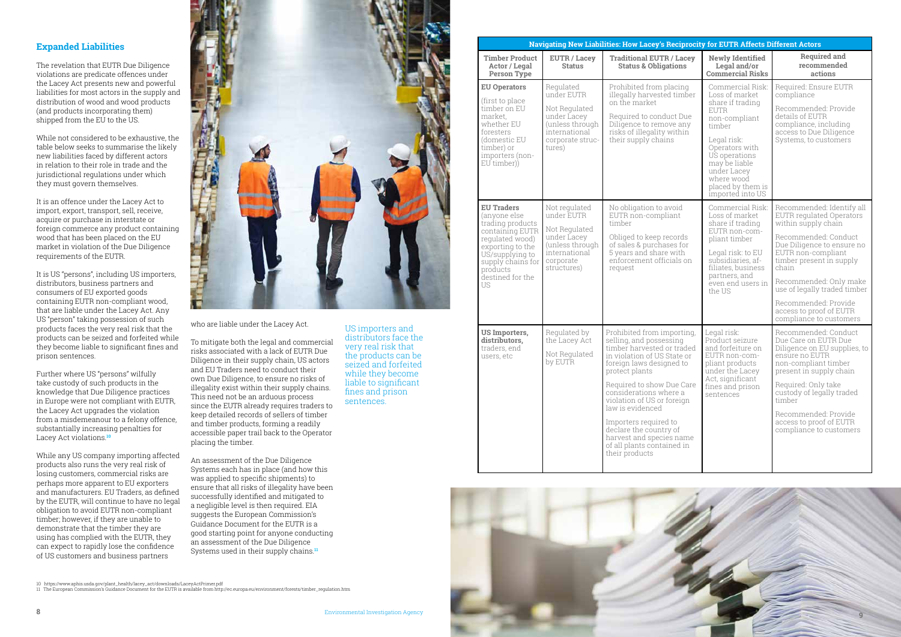## Expanded Liabilities

The revelation that EUTR Due Diligence violations are predicate offences under the Lacey Act presents new and powerful liabilities for most actors in the supply and distribution of wood and wood products (and products incorporating them) shipped from the EU to the US.

While not considered to be exhaustive, the table below seeks to summarise the likely new liabilities faced by different actors in relation to their role in trade and the jurisdictional regulations under which they must govern themselves.

It is an offence under the Lacey Act to import, export, transport, sell, receive, acquire or purchase in interstate or foreign commerce any product containing wood that has been placed on the EU market in violation of the Due Diligence requirements of the EUTR.

It is US "persons", including US importers, distributors, business partners and consumers of EU exported goods containing EUTR non-compliant wood, that are liable under the Lacey Act. Any US "person" taking possession of such products faces the very real risk that the products can be seized and forfeited while they become liable to significant fines and prison sentences.

Further where US "persons" wilfully take custody of such products in the knowledge that Due Diligence practices in Europe were not compliant with EUTR, the Lacey Act upgrades the violation from a misdemeanour to a felony offence, substantially increasing penalties for Lacey Act violations.[10]

While any US company importing affected products also runs the very real risk of losing customers, commercial risks are perhaps more apparent to EU exporters and manufacturers. EU Traders, as defined by the EUTR, will continue to have no legal obligation to avoid EUTR non-compliant timber; however, if they are unable to demonstrate that the timber they are using has complied with the EUTR, they can expect to rapidly lose the confidence of US customers and business partners who are liable under the Lacey Act.

To mitigate both the legal and commercial risks associated with a lack of EUTR Due Diligence in their supply chain, US actors and EU Traders need to conduct their own Due Diligence, to ensure no risks of illegality exist within their supply chains. This need not be an arduous process since the EUTR already requires traders to keep detailed records of sellers of timber and timber products, forming a readily accessible paper trail back to the Operator placing the timber.

An assessment of the Due Diligence Systems each has in place (and how this was applied to specific shipments) to ensure that all risks of illegality have been successfully identified and mitigated to a negligible level is then required. EIA suggests the European Commission's Guidance Document for the EUTR is a good starting point for anyone conducting an assessment of the Due Diligence Systems used in their supply chains.[11]

US importers and distributors face the very real risk that the products can be seized and forfeited while they become liable to significant fines and prison sentences.

10 https://www.aphis.usda.gov/plant_health/lacey_act/downloads/LaceyActPrimer.pdf
11 The European Commission's Guidance Document for the EUTR is available from http://ec.europa.eu/environment/forests/timber_regulation.htm

**Navigating New Liabilities: How Lacey's Reciprocity for EUTR Affects Different Actors**

| Timber Product Actor / Legal Person Type | EUTR / Lacey Status | Traditional EUTR / Lacey Status & Obligations | Newly Identified Legal and/or Commercial Risks | Required and recommended actions |
|---|---|---|---|---|
| **EU Operators** (first to place timber on EU market, whether EU foresters (domestic EU timber) or importers (non-EU timber)) | Regulated under EUTR<br><br>Not Regulated under Lacey (unless through international corporate structures) | Prohibited from placing illegally harvested timber on the market<br><br>Required to conduct Due Diligence to remove any risks of illegality within their supply chains | Commercial Risk: Loss of market share if trading EUTR non-compliant timber<br><br>Legal risk: Operators with US operations may be liable under Lacey where wood placed by them is imported into US | Required: Ensure EUTR compliance<br><br>Recommended: Provide details of EUTR compliance, including access to Due Diligence Systems, to customers |
| **EU Traders** (anyone else trading products containing EUTR regulated wood) exporting to the US/supplying to supply chains for products destined for the US | Not regulated under EUTR<br><br>Not Regulated under Lacey (unless through international corporate structures) | No obligation to avoid EUTR non-compliant timber<br><br>Obliged to keep records of sales & purchases for 5 years and share with enforcement officials on request | Commercial Risk: Loss of market share if trading EUTR non-compliant timber<br><br>Legal risk: to EU subsidiaries, affiliates, business partners, and even end users in the US | Recommended: Identify all EUTR regulated Operators within supply chain<br><br>Recommended: Conduct Due Diligence to ensure no EUTR non-compliant timber present in supply chain<br><br>Recommended: Only make use of legally traded timber<br><br>Recommended: Provide access to proof of EUTR compliance to customers |
| **US Importers, distributors,** traders, end users, etc | Regulated by the Lacey Act<br><br>Not Regulated by EUTR | Prohibited from importing, selling, and possessing timber harvested or traded in violation of US State or foreign laws designed to protect plants<br><br>Required to show Due Care considerations where a violation of US or foreign law is evidenced<br><br>Importers required to declare the country of harvest and species name of all plants contained in their products | Legal risk: Product seizure and forfeiture on EUTR non-compliant products under the Lacey Act, significant fines and prison sentences | Recommended: Conduct Due Care on EUTR Due Diligence on EU supplies, to ensure no EUTR non-compliant timber present in supply chain<br><br>Required: Only take custody of legally traded timber<br><br>Recommended: Provide access to proof of EUTR compliance to customers |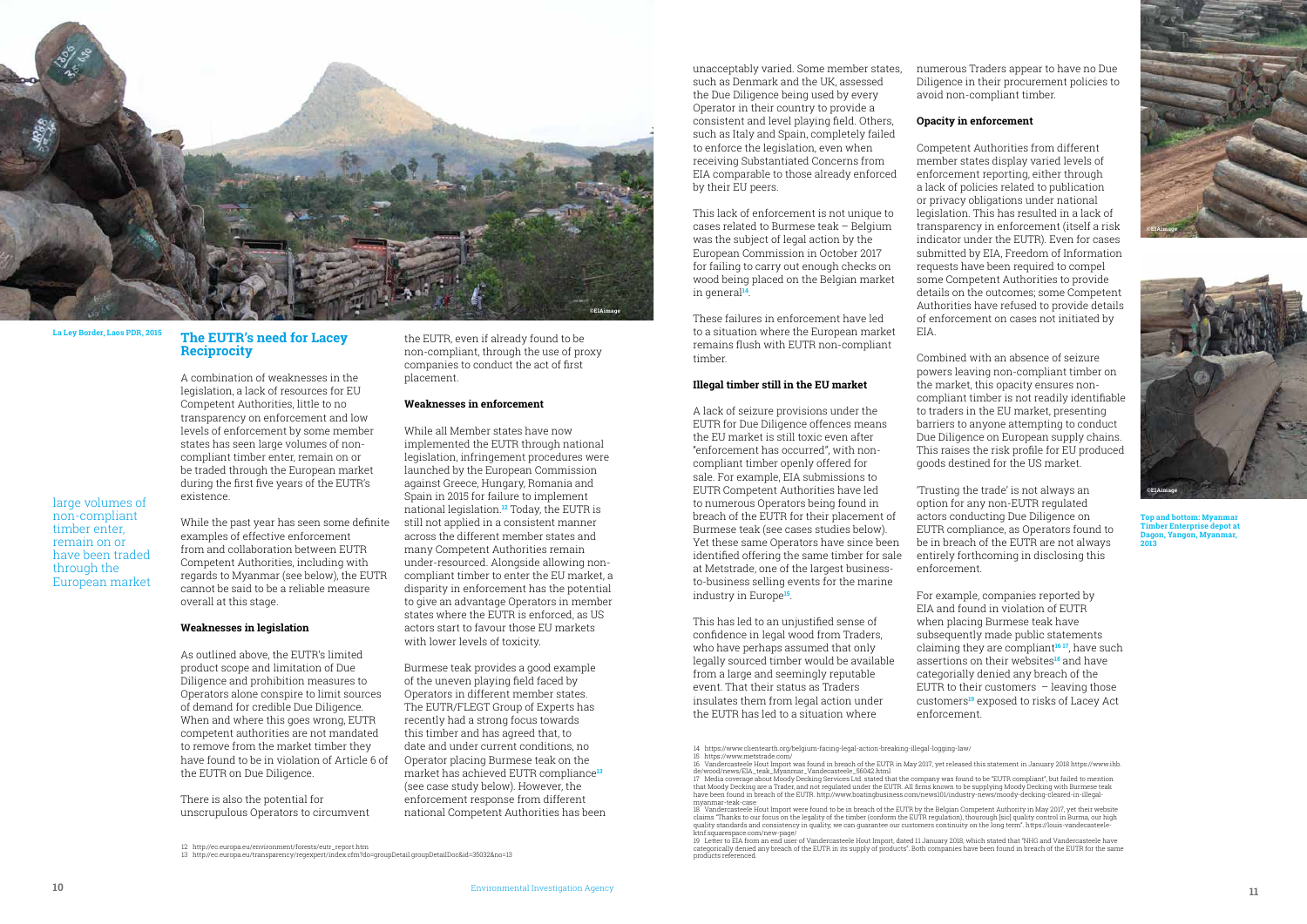La Ley Border, Laos PDR, 2015

## The EUTR's need for Lacey Reciprocity

A combination of weaknesses in the legislation, a lack of resources for EU Competent Authorities, little to no transparency on enforcement and low levels of enforcement by some member states has seen large volumes of non-compliant timber enter, remain on or be traded through the European market during the first five years of the EUTR's existence.

large volumes of non-compliant timber enter, remain on or have been traded through the European market

While the past year has seen some definite examples of effective enforcement from and collaboration between EUTR Competent Authorities, including with regards to Myanmar (see below), the EUTR cannot be said to be a reliable measure overall at this stage.

### Weaknesses in legislation

As outlined above, the EUTR's limited product scope and limitation of Due Diligence and prohibition measures to Operators alone conspire to limit sources of demand for credible Due Diligence. When and where this goes wrong, EUTR competent authorities are not mandated to remove from the market timber they have found to be in violation of Article 6 of the EUTR on Due Diligence.

There is also the potential for unscrupulous Operators to circumvent the EUTR, even if already found to be non-compliant, through the use of proxy companies to conduct the act of first placement.

### Weaknesses in enforcement

While all Member states have now implemented the EUTR through national legislation, infringement procedures were launched by the European Commission against Greece, Hungary, Romania and Spain in 2015 for failure to implement national legislation.[12] Today, the EUTR is still not applied in a consistent manner across the different member states and many Competent Authorities remain under-resourced. Alongside allowing non-compliant timber to enter the EU market, a disparity in enforcement has the potential to give an advantage Operators in member states where the EUTR is enforced, as US actors start to favour those EU markets with lower levels of toxicity.

Burmese teak provides a good example of the uneven playing field faced by Operators in different member states. The EUTR/FLEGT Group of Experts has recently had a strong focus towards this timber and has agreed that, to date and under current conditions, no Operator placing Burmese teak on the market has achieved EUTR compliance[13] (see case study below). However, the enforcement response from different national Competent Authorities has been unacceptably varied. Some member states, such as Denmark and the UK, assessed the Due Diligence being used by every Operator in their country to provide a consistent and level playing field. Others, such as Italy and Spain, completely failed to enforce the legislation, even when receiving Substantiated Concerns from EIA comparable to those already enforced by their EU peers.

This lack of enforcement is not unique to cases related to Burmese teak – Belgium was the subject of legal action by the European Commission in October 2017 for failing to carry out enough checks on wood being placed on the Belgian market in general[14].

These failures in enforcement have led to a situation where the European market remains flush with EUTR non-compliant timber.

### Illegal timber still in the EU market

A lack of seizure provisions under the EUTR for Due Diligence offences means the EU market is still toxic even after "enforcement has occurred", with non-compliant timber openly offered for sale. For example, EIA submissions to EUTR Competent Authorities have led to numerous Operators being found in breach of the EUTR for their placement of Burmese teak (see cases studies below). Yet these same Operators have since been identified offering the same timber for sale at Metstrade, one of the largest business-to-business selling events for the marine industry in Europe[15].

This has led to an unjustified sense of confidence in legal wood from Traders, who have perhaps assumed that only legally sourced timber would be available from a large and seemingly reputable event. That their status as Traders insulates them from legal action under the EUTR has led to a situation where numerous Traders appear to have no Due Diligence in their procurement policies to avoid non-compliant timber.

### Opacity in enforcement

Competent Authorities from different member states display varied levels of enforcement reporting, either through a lack of policies related to publication or privacy obligations under national legislation. This has resulted in a lack of transparency in enforcement (itself a risk indicator under the EUTR). Even for cases submitted by EIA, Freedom of Information requests have been required to compel some Competent Authorities to provide details on the outcomes; some Competent Authorities have refused to provide details of enforcement on cases not initiated by EIA.

Combined with an absence of seizure powers leaving non-compliant timber on the market, this opacity ensures non-compliant timber is not readily identifiable to traders in the EU market, presenting barriers to anyone attempting to conduct Due Diligence on European supply chains. This raises the risk profile for EU produced goods destined for the US market.

'Trusting the trade' is not always an option for any non-EUTR regulated actors conducting Due Diligence on EUTR compliance, as Operators found to be in breach of the EUTR are not always entirely forthcoming in disclosing this enforcement.

For example, companies reported by EIA and found in violation of EUTR when placing Burmese teak have subsequently made public statements claiming they are compliant[16,17], have such assertions on their websites[18] and have categorially denied any breach of the EUTR to their customers – leaving those customers[19] exposed to risks of Lacey Act enforcement.

Top and bottom: Myanmar Timber Enterprise depot at Dagon, Yangon, Myanmar, 2013

12 http://ec.europa.eu/environment/forests/eutr_report.htm

13 http://ec.europa.eu/transparency/regexpert/index.cfm?do=groupDetail.groupDetailDoc&id=35032&no=13

14 https://www.clientearth.org/belgium-facing-legal-action-breaking-illegal-logging-law/

15 https://www.metstrade.com/

16 Vandercasteele Hout Import was found in breach of the EUTR in May 2017, yet released this statement in January 2018 https://www.ihb.de/wood/news/EIA_teak_Myanmar_Vandecasteele_56042.html

17 Media coverage about Moody Decking Services Ltd. stated that the company was found to be "EUTR compliant", but failed to mention that Moody Decking are a Trader, and not regulated under the EUTR. All firms known to be supplying Moody Decking with Burmese teak have been found in breach of the EUTR. http://www.boatingbusiness.com/news101/industry-news/moody-decking-cleared-in-illegal-myanmar-teak-case

18 Vandercasteele Hout Import were found to be in breach of the EUTR by the Belgian Competent Authority in May 2017, yet their website claims "Thanks to our focus on the legality of the timber (conform the EUTR regulation), thourough [sic] quality control in Burma, our high quality standards and consistency in quality, we can guarantee our customers continuity on the long term". https://louis-vandecasteele-ktnf.squarespace.com/new-page/

19 Letter to EIA from an end user of Vandercasteele Hout Import, dated 11 January 2018, which stated that "NHG and Vandercasteele have categorically denied any breach of the EUTR in its supply of products". Both companies have been found in breach of the EUTR for the same products referenced.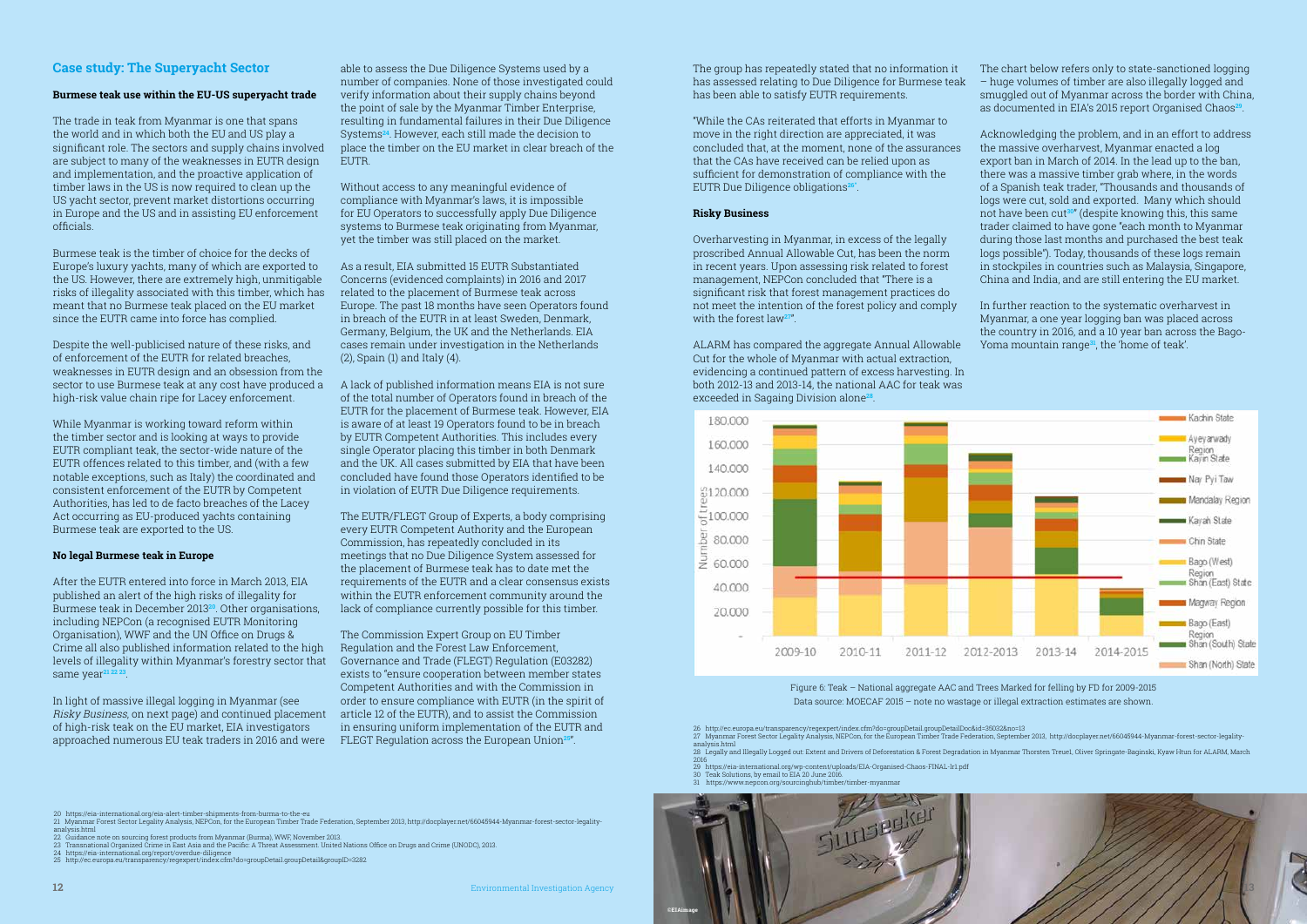## Case study: The Superyacht Sector

### Burmese teak use within the EU-US superyacht trade

The trade in teak from Myanmar is one that spans the world and in which both the EU and US play a significant role. The sectors and supply chains involved are subject to many of the weaknesses in EUTR design and implementation, and the proactive application of timber laws in the US is now required to clean up the US yacht sector, prevent market distortions occurring in Europe and the US and in assisting EU enforcement officials.

Burmese teak is the timber of choice for the decks of Europe's luxury yachts, many of which are exported to the US. However, there are extremely high, unmitigable risks of illegality associated with this timber, which has meant that no Burmese teak placed on the EU market since the EUTR came into force has complied.

Despite the well-publicised nature of these risks, and of enforcement of the EUTR for related breaches, weaknesses in EUTR design and an obsession from the sector to use Burmese teak at any cost have produced a high-risk value chain ripe for Lacey enforcement.

While Myanmar is working toward reform within the timber sector and is looking at ways to provide EUTR compliant teak, the sector-wide nature of the EUTR offences related to this timber, and (with a few notable exceptions, such as Italy) the coordinated and consistent enforcement of the EUTR by Competent Authorities, has led to de facto breaches of the Lacey Act occurring as EU-produced yachts containing Burmese teak are exported to the US.

### No legal Burmese teak in Europe

After the EUTR entered into force in March 2013, EIA published an alert of the high risks of illegality for Burmese teak in December 2013[20]. Other organisations, including NEPCon (a recognised EUTR Monitoring Organisation), WWF and the UN Office on Drugs & Crime all also published information related to the high levels of illegality within Myanmar's forestry sector that same year[21 22 23].

In light of massive illegal logging in Myanmar (see *Risky Business*, on next page) and continued placement of high-risk teak on the EU market, EIA investigators approached numerous EU teak traders in 2016 and were able to assess the Due Diligence Systems used by a number of companies. None of those investigated could verify information about their supply chains beyond the point of sale by the Myanmar Timber Enterprise, resulting in fundamental failures in their Due Diligence Systems[24]. However, each still made the decision to place the timber on the EU market in clear breach of the EUTR.

Without access to any meaningful evidence of compliance with Myanmar's laws, it is impossible for EU Operators to successfully apply Due Diligence systems to Burmese teak originating from Myanmar, yet the timber was still placed on the market.

As a result, EIA submitted 15 EUTR Substantiated Concerns (evidenced complaints) in 2016 and 2017 related to the placement of Burmese teak across Europe. The past 18 months have seen Operators found in breach of the EUTR in at least Sweden, Denmark, Germany, Belgium, the UK and the Netherlands. EIA cases remain under investigation in the Netherlands (2), Spain (1) and Italy (4).

A lack of published information means EIA is not sure of the total number of Operators found in breach of the EUTR for the placement of Burmese teak. However, EIA is aware of at least 19 Operators found to be in breach by EUTR Competent Authorities. This includes every single Operator placing this timber in both Denmark and the UK. All cases submitted by EIA that have been concluded have found those Operators identified to be in violation of EUTR Due Diligence requirements.

The EUTR/FLEGT Group of Experts, a body comprising every EUTR Competent Authority and the European Commission, has repeatedly concluded in its meetings that no Due Diligence System assessed for the placement of Burmese teak has to date met the requirements of the EUTR and a clear consensus exists within the EUTR enforcement community around the lack of compliance currently possible for this timber.

The Commission Expert Group on EU Timber Regulation and the Forest Law Enforcement, Governance and Trade (FLEGT) Regulation (E03282) exists to "ensure cooperation between member states Competent Authorities and with the Commission in order to ensure compliance with EUTR (in the spirit of article 12 of the EUTR), and to assist the Commission in ensuring uniform implementation of the EUTR and FLEGT Regulation across the European Union[25]".

The group has repeatedly stated that no information it has assessed relating to Due Diligence for Burmese teak has been able to satisfy EUTR requirements.

"While the CAs reiterated that efforts in Myanmar to move in the right direction are appreciated, it was concluded that, at the moment, none of the assurances that the CAs have received can be relied upon as sufficient for demonstration of compliance with the EUTR Due Diligence obligations[26]".

### Risky Business

Overharvesting in Myanmar, in excess of the legally proscribed Annual Allowable Cut, has been the norm in recent years. Upon assessing risk related to forest management, NEPCon concluded that "There is a significant risk that forest management practices do not meet the intention of the forest policy and comply with the forest law[27]".

ALARM has compared the aggregate Annual Allowable Cut for the whole of Myanmar with actual extraction, evidencing a continued pattern of excess harvesting. In both 2012-13 and 2013-14, the national AAC for teak was exceeded in Sagaing Division alone[28].

The chart below refers only to state-sanctioned logging – huge volumes of timber are also illegally logged and smuggled out of Myanmar across the border with China, as documented in EIA's 2015 report Organised Chaos[29].

Acknowledging the problem, and in an effort to address the massive overharvest, Myanmar enacted a log export ban in March of 2014. In the lead up to the ban, there was a massive timber grab where, in the words of a Spanish teak trader, "Thousands and thousands of logs were cut, sold and exported. Many which should not have been cut[30]" (despite knowing this, this same trader claimed to have gone "each month to Myanmar during those last months and purchased the best teak logs possible"). Today, thousands of these logs remain in stockpiles in countries such as Malaysia, Singapore, China and India, and are still entering the EU market.

In further reaction to the systematic overharvest in Myanmar, a one year logging ban was placed across the country in 2016, and a 10 year ban across the Bago-Yoma mountain range[31], the 'home of teak'.

Figure 6: Teak – National aggregate AAC and Trees Marked for felling by FD for 2009-2015
Data source: MOECAF 2015 – note no wastage or illegal extraction estimates are shown.

20 https://eia-international.org/eia-alert-timber-shipments-from-burma-to-the-eu
21 Myanmar Forest Sector Legality Analysis, NEPCon, for the European Timber Trade Federation, September 2013, http://docplayer.net/66045944-Myanmar-forest-sector-legality-analysis.html
22 Guidance note on sourcing forest products from Myanmar (Burma), WWF, November 2013.
23 Transnational Organized Crime in East Asia and the Pacific: A Threat Assessment. United Nations Office on Drugs and Crime (UNODC), 2013.
24 https://eia-international.org/report/overdue-diligence
25 http://ec.europa.eu/transparency/regexpert/index.cfm?do=groupDetail.groupDetail&groupID=3282
26 http://ec.europa.eu/transparency/regexpert/index.cfm?do=groupDetail.groupDetailDoc&id=35032&no=13
27 Myanmar Forest Sector Legality Analysis, NEPCon, for the European Timber Trade Federation, September 2013, http://docplayer.net/66045944-Myanmar-forest-sector-legality-analysis.html
28 Legally and Illegally Logged out: Extent and Drivers of Deforestation & Forest Degradation in Myanmar Thorsten Treuel, Oliver Springate-Baginski, Kyaw Htun for ALARM, March 2016
29 https://eia-international.org/wp-content/uploads/EIA-Organised-Chaos-FINAL-lr1.pdf
30 Teak Solutions, by email to EIA 20 June 2016.
31 https://www.nepcon.org/sourcinghub/timber/timber-myanmar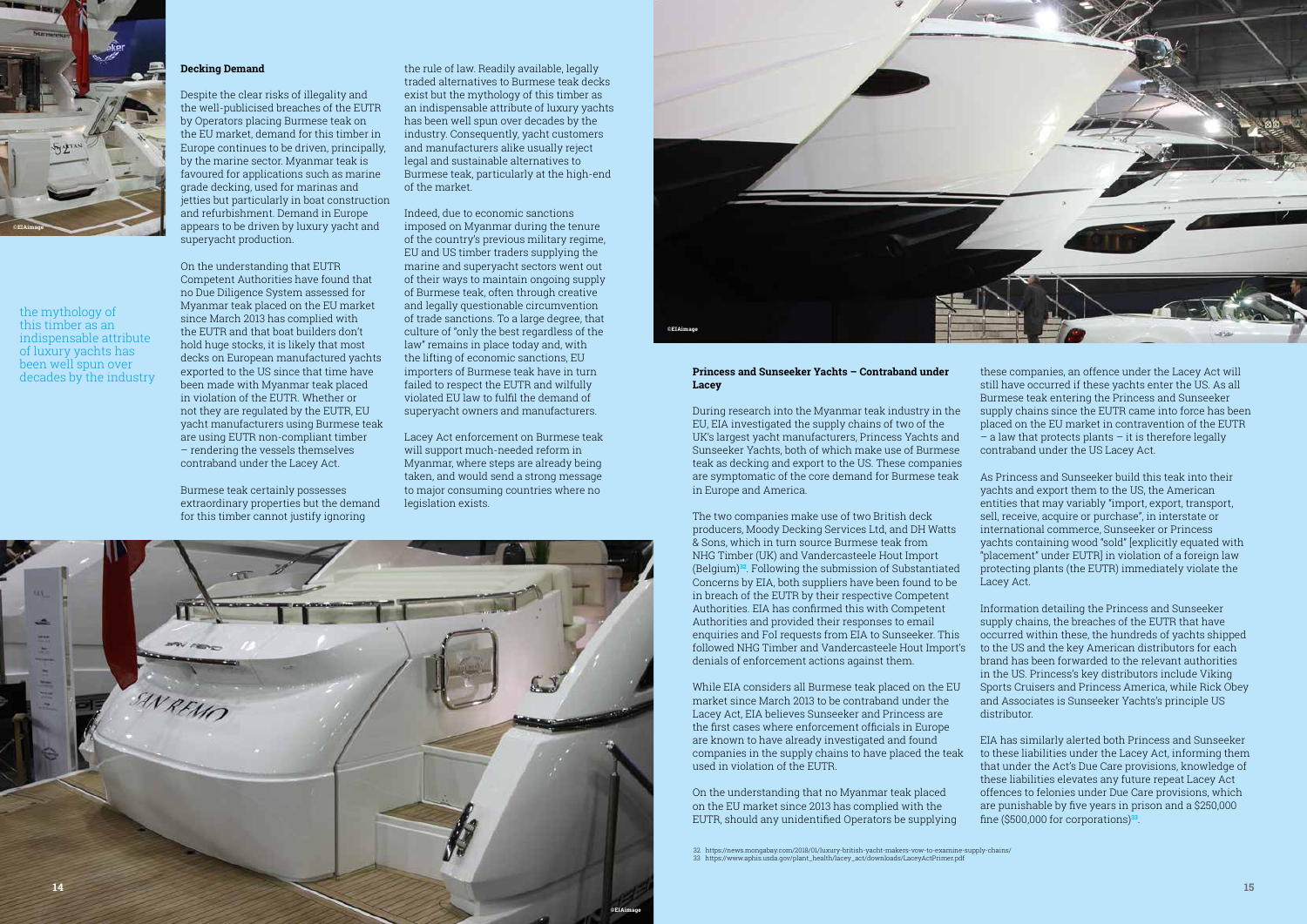## Decking Demand

Despite the clear risks of illegality and the well-publicised breaches of the EUTR by Operators placing Burmese teak on the EU market, demand for this timber in Europe continues to be driven, principally, by the marine sector. Myanmar teak is favoured for applications such as marine grade decking, used for marinas and jetties but particularly in boat construction and refurbishment. Demand in Europe appears to be driven by luxury yacht and superyacht production.

On the understanding that EUTR Competent Authorities have found that no Due Diligence System assessed for Myanmar teak placed on the EU market since March 2013 has complied with the EUTR and that boat builders don't hold huge stocks, it is likely that most decks on European manufactured yachts exported to the US since that time have been made with Myanmar teak placed in violation of the EUTR. Whether or not they are regulated by the EUTR, EU yacht manufacturers using Burmese teak are using EUTR non-compliant timber – rendering the vessels themselves contraband under the Lacey Act.

Burmese teak certainly possesses extraordinary properties but the demand for this timber cannot justify ignoring the rule of law. Readily available, legally traded alternatives to Burmese teak decks exist but the mythology of this timber as an indispensable attribute of luxury yachts has been well spun over decades by the industry. Consequently, yacht customers and manufacturers alike usually reject legal and sustainable alternatives to Burmese teak, particularly at the high-end of the market.

Indeed, due to economic sanctions imposed on Myanmar during the tenure of the country's previous military regime, EU and US timber traders supplying the marine and superyacht sectors went out of their ways to maintain ongoing supply of Burmese teak, often through creative and legally questionable circumvention of trade sanctions. To a large degree, that culture of "only the best regardless of the law" remains in place today and, with the lifting of economic sanctions, EU importers of Burmese teak have in turn failed to respect the EUTR and wilfully violated EU law to fulfil the demand of superyacht owners and manufacturers.

Lacey Act enforcement on Burmese teak will support much-needed reform in Myanmar, where steps are already being taken, and would send a strong message to major consuming countries where no legislation exists.

the mythology of this timber as an indispensable attribute of luxury yachts has been well spun over decades by the industry

## Princess and Sunseeker Yachts – Contraband under Lacey

During research into the Myanmar teak industry in the EU, EIA investigated the supply chains of two of the UK's largest yacht manufacturers, Princess Yachts and Sunseeker Yachts, both of which make use of Burmese teak as decking and export to the US. These companies are symptomatic of the core demand for Burmese teak in Europe and America.

The two companies make use of two British deck producers, Moody Decking Services Ltd, and DH Watts & Sons, which in turn source Burmese teak from NHG Timber (UK) and Vandercasteele Hout Import (Belgium)[32]. Following the submission of Substantiated Concerns by EIA, both suppliers have been found to be in breach of the EUTR by their respective Competent Authorities. EIA has confirmed this with Competent Authorities and provided their responses to email enquiries and FoI requests from EIA to Sunseeker. This followed NHG Timber and Vandercasteele Hout Import's denials of enforcement actions against them.

While EIA considers all Burmese teak placed on the EU market since March 2013 to be contraband under the Lacey Act, EIA believes Sunseeker and Princess are the first cases where enforcement officials in Europe are known to have already investigated and found companies in the supply chains to have placed the teak used in violation of the EUTR.

On the understanding that no Myanmar teak placed on the EU market since 2013 has complied with the EUTR, should any unidentified Operators be supplying these companies, an offence under the Lacey Act will still have occurred if these yachts enter the US. As all Burmese teak entering the Princess and Sunseeker supply chains since the EUTR came into force has been placed on the EU market in contravention of the EUTR – a law that protects plants – it is therefore legally contraband under the US Lacey Act.

As Princess and Sunseeker build this teak into their yachts and export them to the US, the American entities that may variably "import, export, transport, sell, receive, acquire or purchase", in interstate or international commerce, Sunseeker or Princess yachts containing wood "sold" [explicitly equated with "placement" under EUTR] in violation of a foreign law protecting plants (the EUTR) immediately violate the Lacey Act.

Information detailing the Princess and Sunseeker supply chains, the breaches of the EUTR that have occurred within these, the hundreds of yachts shipped to the US and the key American distributors for each brand has been forwarded to the relevant authorities in the US. Princess's key distributors include Viking Sports Cruisers and Princess America, while Rick Obey and Associates is Sunseeker Yachts's principle US distributor.

EIA has similarly alerted both Princess and Sunseeker to these liabilities under the Lacey Act, informing them that under the Act's Due Care provisions, knowledge of these liabilities elevates any future repeat Lacey Act offences to felonies under Due Care provisions, which are punishable by five years in prison and a $250,000 fine ($500,000 for corporations)[33].

32 https://news.mongabay.com/2018/01/luxury-british-yacht-makers-vow-to-examine-supply-chains/
33 https://www.aphis.usda.gov/plant_health/lacey_act/downloads/LaceyActPrimer.pdf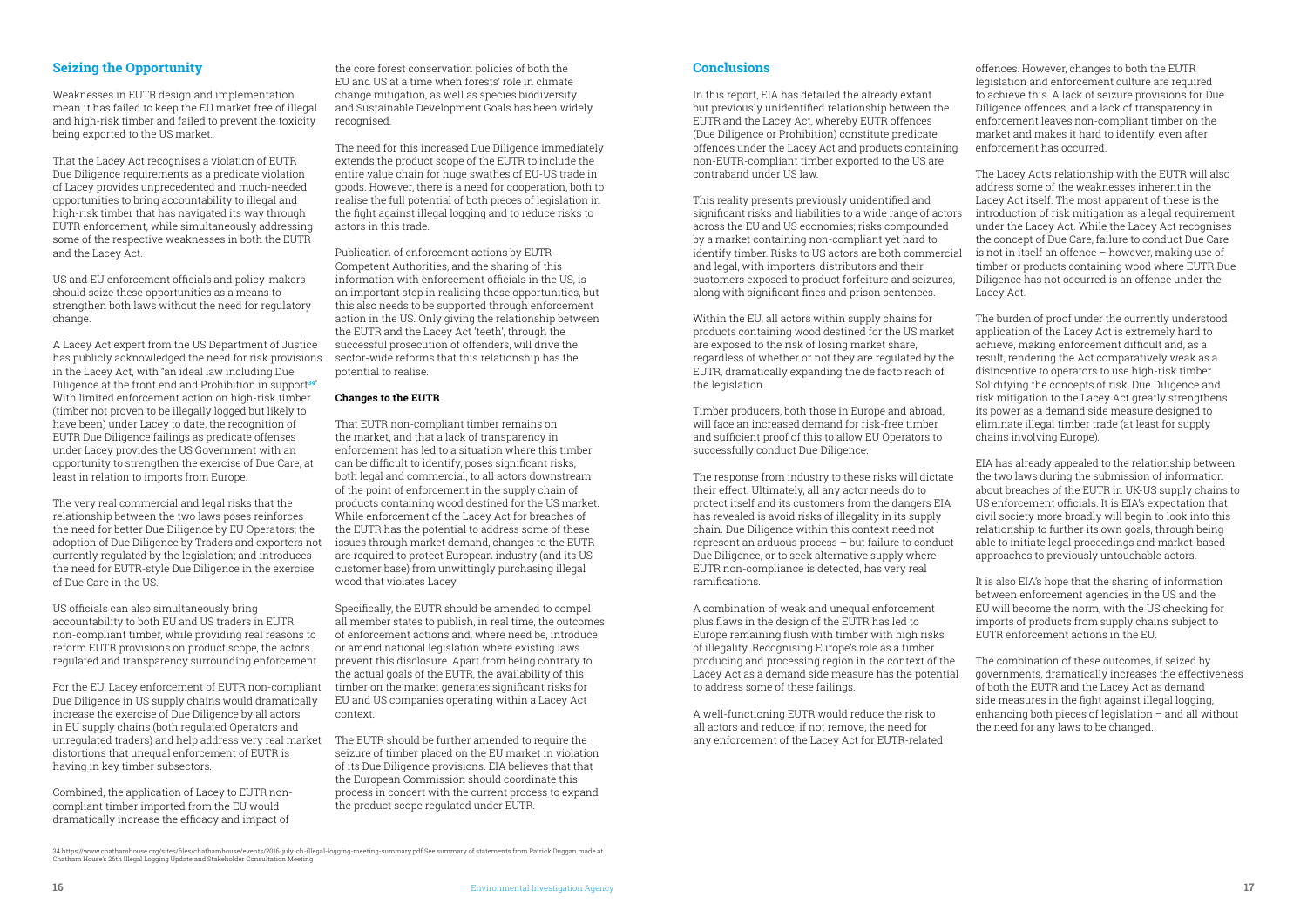## Seizing the Opportunity

Weaknesses in EUTR design and implementation mean it has failed to keep the EU market free of illegal and high-risk timber and failed to prevent the toxicity being exported to the US market.

That the Lacey Act recognises a violation of EUTR Due Diligence requirements as a predicate violation of Lacey provides unprecedented and much-needed opportunities to bring accountability to illegal and high-risk timber that has navigated its way through EUTR enforcement, while simultaneously addressing some of the respective weaknesses in both the EUTR and the Lacey Act.

US and EU enforcement officials and policy-makers should seize these opportunities as a means to strengthen both laws without the need for regulatory change.

A Lacey Act expert from the US Department of Justice has publicly acknowledged the need for risk provisions in the Lacey Act, with "an ideal law including Due Diligence at the front end and Prohibition in support[34]". With limited enforcement action on high-risk timber (timber not proven to be illegally logged but likely to have been) under Lacey to date, the recognition of EUTR Due Diligence failings as predicate offenses under Lacey provides the US Government with an opportunity to strengthen the exercise of Due Care, at least in relation to imports from Europe.

The very real commercial and legal risks that the relationship between the two laws poses reinforces the need for better Due Diligence by EU Operators; the adoption of Due Diligence by Traders and exporters not currently regulated by the legislation; and introduces the need for EUTR-style Due Diligence in the exercise of Due Care in the US.

US officials can also simultaneously bring accountability to both EU and US traders in EUTR non-compliant timber, while providing real reasons to reform EUTR provisions on product scope, the actors regulated and transparency surrounding enforcement.

For the EU, Lacey enforcement of EUTR non-compliant Due Diligence in US supply chains would dramatically increase the exercise of Due Diligence by all actors in EU supply chains (both regulated Operators and unregulated traders) and help address very real market distortions that unequal enforcement of EUTR is having in key timber subsectors.

Combined, the application of Lacey to EUTR non-compliant timber imported from the EU would dramatically increase the efficacy and impact of the core forest conservation policies of both the EU and US at a time when forests' role in climate change mitigation, as well as species biodiversity and Sustainable Development Goals has been widely recognised.

The need for this increased Due Diligence immediately extends the product scope of the EUTR to include the entire value chain for huge swathes of EU-US trade in goods. However, there is a need for cooperation, both to realise the full potential of both pieces of legislation in the fight against illegal logging and to reduce risks to actors in this trade.

Publication of enforcement actions by EUTR Competent Authorities, and the sharing of this information with enforcement officials in the US, is an important step in realising these opportunities, but this also needs to be supported through enforcement action in the US. Only giving the relationship between the EUTR and the Lacey Act 'teeth', through the successful prosecution of offenders, will drive the sector-wide reforms that this relationship has the potential to realise.

**Changes to the EUTR**

That EUTR non-compliant timber remains on the market, and that a lack of transparency in enforcement has led to a situation where this timber can be difficult to identify, poses significant risks, both legal and commercial, to all actors downstream of the point of enforcement in the supply chain of products containing wood destined for the US market. While enforcement of the Lacey Act for breaches of the EUTR has the potential to address some of these issues through market demand, changes to the EUTR are required to protect European industry (and its US customer base) from unwittingly purchasing illegal wood that violates Lacey.

Specifically, the EUTR should be amended to compel all member states to publish, in real time, the outcomes of enforcement actions and, where need be, introduce or amend national legislation where existing laws prevent this disclosure. Apart from being contrary to the actual goals of the EUTR, the availability of this timber on the market generates significant risks for EU and US companies operating within a Lacey Act context.

The EUTR should be further amended to require the seizure of timber placed on the EU market in violation of its Due Diligence provisions. EIA believes that that the European Commission should coordinate this process in concert with the current process to expand the product scope regulated under EUTR.

## Conclusions

In this report, EIA has detailed the already extant but previously unidentified relationship between the EUTR and the Lacey Act, whereby EUTR offences (Due Diligence or Prohibition) constitute predicate offences under the Lacey Act and products containing non-EUTR-compliant timber exported to the US are contraband under US law.

This reality presents previously unidentified and significant risks and liabilities to a wide range of actors across the EU and US economies; risks compounded by a market containing non-compliant yet hard to identify timber. Risks to US actors are both commercial and legal, with importers, distributors and their customers exposed to product forfeiture and seizures, along with significant fines and prison sentences.

Within the EU, all actors within supply chains for products containing wood destined for the US market are exposed to the risk of losing market share, regardless of whether or not they are regulated by the EUTR, dramatically expanding the de facto reach of the legislation.

Timber producers, both those in Europe and abroad, will face an increased demand for risk-free timber and sufficient proof of this to allow EU Operators to successfully conduct Due Diligence.

The response from industry to these risks will dictate their effect. Ultimately, all any actor needs do to protect itself and its customers from the dangers EIA has revealed is avoid risks of illegality in its supply chain. Due Diligence within this context need not represent an arduous process – but failure to conduct Due Diligence, or to seek alternative supply where EUTR non-compliance is detected, has very real ramifications.

A combination of weak and unequal enforcement plus flaws in the design of the EUTR has led to Europe remaining flush with timber with high risks of illegality. Recognising Europe's role as a timber producing and processing region in the context of the Lacey Act as a demand side measure has the potential to address some of these failings.

A well-functioning EUTR would reduce the risk to all actors and reduce, if not remove, the need for any enforcement of the Lacey Act for EUTR-related offences. However, changes to both the EUTR legislation and enforcement culture are required to achieve this. A lack of seizure provisions for Due Diligence offences, and a lack of transparency in enforcement leaves non-compliant timber on the market and makes it hard to identify, even after enforcement has occurred.

The Lacey Act's relationship with the EUTR will also address some of the weaknesses inherent in the Lacey Act itself. The most apparent of these is the introduction of risk mitigation as a legal requirement under the Lacey Act. While the Lacey Act recognises the concept of Due Care, failure to conduct Due Care is not in itself an offence – however, making use of timber or products containing wood where EUTR Due Diligence has not occurred is an offence under the Lacey Act.

The burden of proof under the currently understood application of the Lacey Act is extremely hard to achieve, making enforcement difficult and, as a result, rendering the Act comparatively weak as a disincentive to operators to use high-risk timber. Solidifying the concepts of risk, Due Diligence and risk mitigation to the Lacey Act greatly strengthens its power as a demand side measure designed to eliminate illegal timber trade (at least for supply chains involving Europe).

EIA has already appealed to the relationship between the two laws during the submission of information about breaches of the EUTR in UK-US supply chains to US enforcement officials. It is EIA's expectation that civil society more broadly will begin to look into this relationship to further its own goals, through being able to initiate legal proceedings and market-based approaches to previously untouchable actors.

It is also EIA's hope that the sharing of information between enforcement agencies in the US and the EU will become the norm, with the US checking for imports of products from supply chains subject to EUTR enforcement actions in the EU.

The combination of these outcomes, if seized by governments, dramatically increases the effectiveness of both the EUTR and the Lacey Act as demand side measures in the fight against illegal logging, enhancing both pieces of legislation – and all without the need for any laws to be changed.

34 https://www.chathamhouse.org/sites/files/chathamhouse/events/2016-july-ch-illegal-logging-meeting-summary.pdf See summary of statements from Patrick Duggan made at Chatham House's 26th Illegal Logging Update and Stakeholder Consultation Meeting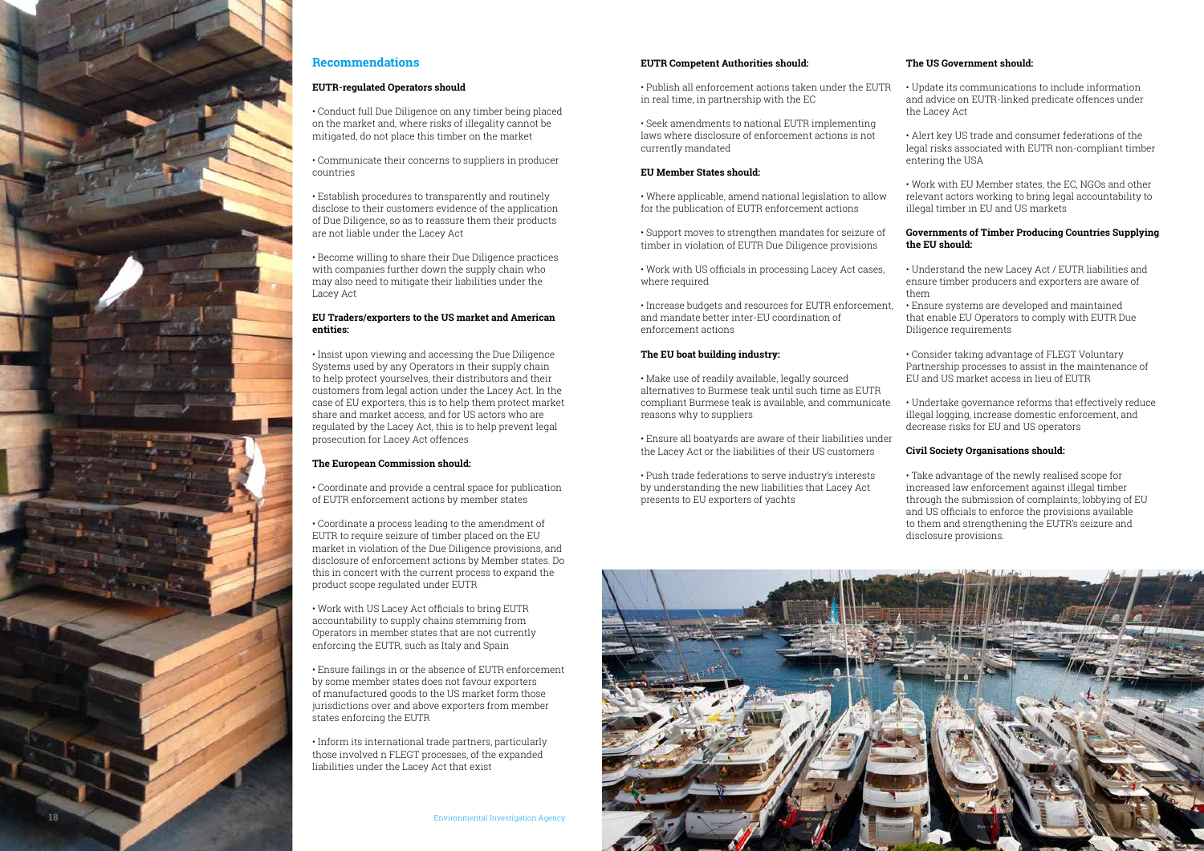## Recommendations

### EUTR-regulated Operators should

- Conduct full Due Diligence on any timber being placed on the market and, where risks of illegality cannot be mitigated, do not place this timber on the market
- Communicate their concerns to suppliers in producer countries
- Establish procedures to transparently and routinely disclose to their customers evidence of the application of Due Diligence, so as to reassure them their products are not liable under the Lacey Act
- Become willing to share their Due Diligence practices with companies further down the supply chain who may also need to mitigate their liabilities under the Lacey Act

### EU Traders/exporters to the US market and American entities:

- Insist upon viewing and accessing the Due Diligence Systems used by any Operators in their supply chain to help protect yourselves, their distributors and their customers from legal action under the Lacey Act. In the case of EU exporters, this is to help them protect market share and market access, and for US actors who are regulated by the Lacey Act, this is to help prevent legal prosecution for Lacey Act offences

### The European Commission should:

- Coordinate and provide a central space for publication of EUTR enforcement actions by member states
- Coordinate a process leading to the amendment of EUTR to require seizure of timber placed on the EU market in violation of the Due Diligence provisions, and disclosure of enforcement actions by Member states. Do this in concert with the current process to expand the product scope regulated under EUTR
- Work with US Lacey Act officials to bring EUTR accountability to supply chains stemming from Operators in member states that are not currently enforcing the EUTR, such as Italy and Spain
- Ensure failings in or the absence of EUTR enforcement by some member states does not favour exporters of manufactured goods to the US market form those jurisdictions over and above exporters from member states enforcing the EUTR
- Inform its international trade partners, particularly those involved n FLEGT processes, of the expanded liabilities under the Lacey Act that exist

### EUTR Competent Authorities should:

- Publish all enforcement actions taken under the EUTR in real time, in partnership with the EC
- Seek amendments to national EUTR implementing laws where disclosure of enforcement actions is not currently mandated

### EU Member States should:

- Where applicable, amend national legislation to allow for the publication of EUTR enforcement actions
- Support moves to strengthen mandates for seizure of timber in violation of EUTR Due Diligence provisions
- Work with US officials in processing Lacey Act cases, where required
- Increase budgets and resources for EUTR enforcement, and mandate better inter-EU coordination of enforcement actions

### The EU boat building industry:

- Make use of readily available, legally sourced alternatives to Burmese teak until such time as EUTR compliant Burmese teak is available, and communicate reasons why to suppliers
- Ensure all boatyards are aware of their liabilities under the Lacey Act or the liabilities of their US customers
- Push trade federations to serve industry's interests by understanding the new liabilities that Lacey Act presents to EU exporters of yachts

### The US Government should:

- Update its communications to include information and advice on EUTR-linked predicate offences under the Lacey Act
- Alert key US trade and consumer federations of the legal risks associated with EUTR non-compliant timber entering the USA
- Work with EU Member states, the EC, NGOs and other relevant actors working to bring legal accountability to illegal timber in EU and US markets

### Governments of Timber Producing Countries Supplying the EU should:

- Understand the new Lacey Act / EUTR liabilities and ensure timber producers and exporters are aware of them
- Ensure systems are developed and maintained that enable EU Operators to comply with EUTR Due Diligence requirements
- Consider taking advantage of FLEGT Voluntary Partnership processes to assist in the maintenance of EU and US market access in lieu of EUTR
- Undertake governance reforms that effectively reduce illegal logging, increase domestic enforcement, and decrease risks for EU and US operators

### Civil Society Organisations should:

- Take advantage of the newly realised scope for increased law enforcement against illegal timber through the submission of complaints, lobbying of EU and US officials to enforce the provisions available to them and strengthening the EUTR's seizure and disclosure provisions.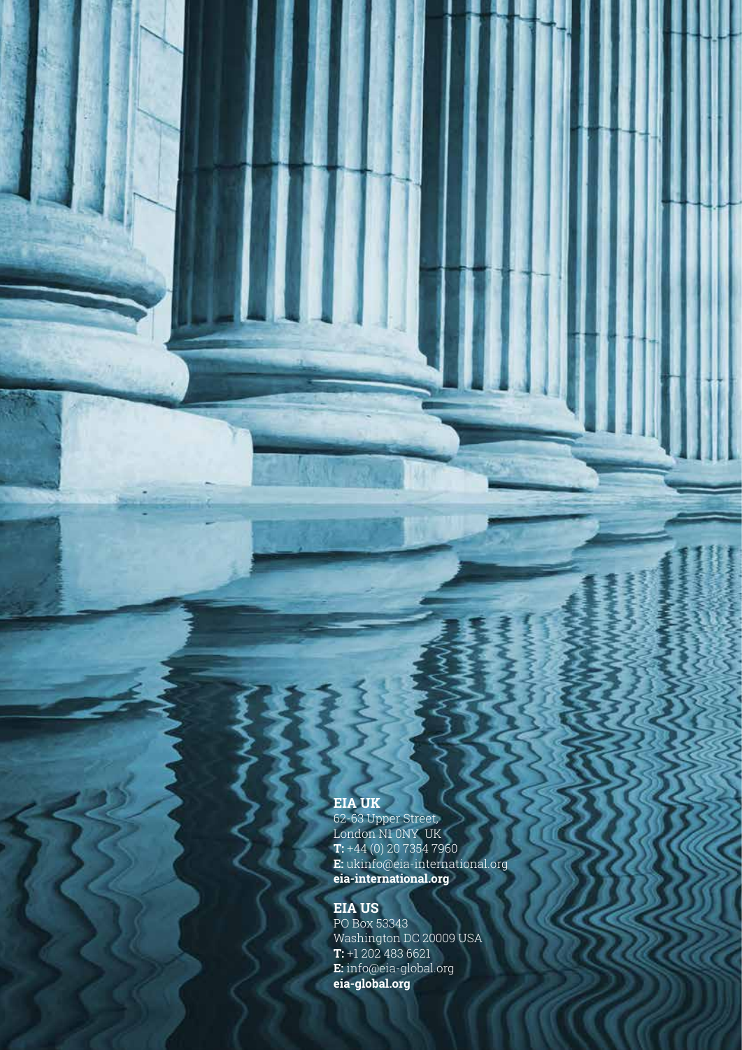**EIA UK**
62-63 Upper Street,
London N1 0NY UK
**T:** +44 (0) 20 7354 7960
**E:** ukinfo@eia-international.org
**eia-international.org**

**EIA US**
PO Box 53343
Washington DC 20009 USA
**T:** +1 202 483 6621
**E:** info@eia-global.org
**eia-global.org**